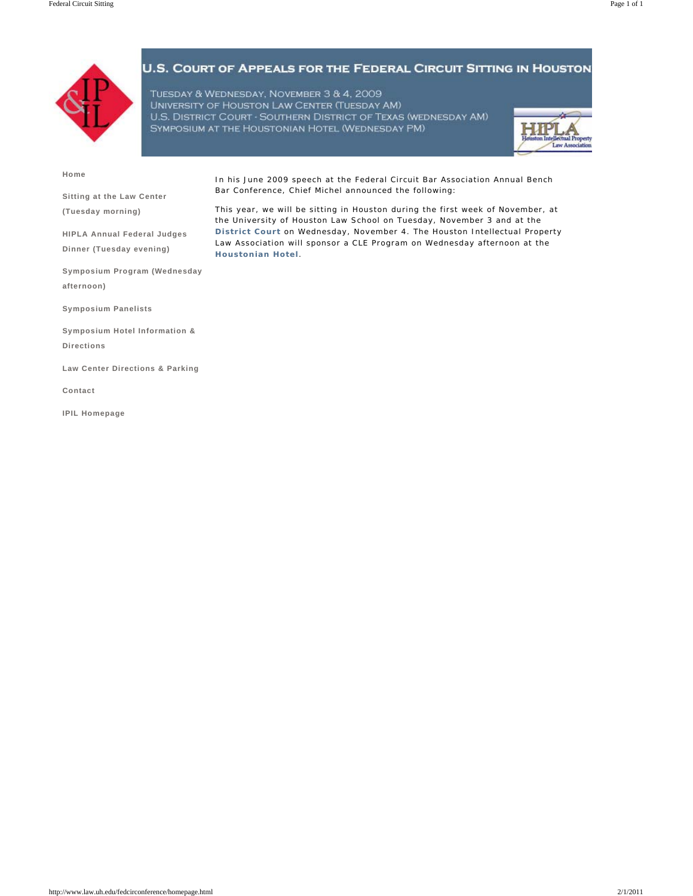# U.S. Court of Appeals for the Federal Circuit Sitting in Houston

Tuesday & Wednesday, November 3 & 4, 2009
University of Houston Law Center (Tuesday AM)
U.S. District Court - Southern District of Texas (Wednesday AM)
Symposium at the Houstonian Hotel (Wednesday PM)

- Home
- Sitting at the Law Center (Tuesday morning)
- HIPLA Annual Federal Judges Dinner (Tuesday evening)
- Symposium Program (Wednesday afternoon)
- Symposium Panelists
- Symposium Hotel Information & Directions
- Law Center Directions & Parking
- Contact
- IPIL Homepage

In his June 2009 speech at the Federal Circuit Bar Association Annual Bench Bar Conference, Chief Michel announced the following:

This year, we will be sitting in Houston during the first week of November, at the University of Houston Law School on Tuesday, November 3 and at the **District Court** on Wednesday, November 4. The Houston Intellectual Property Law Association will sponsor a CLE Program on Wednesday afternoon at the **Houstonian Hotel**.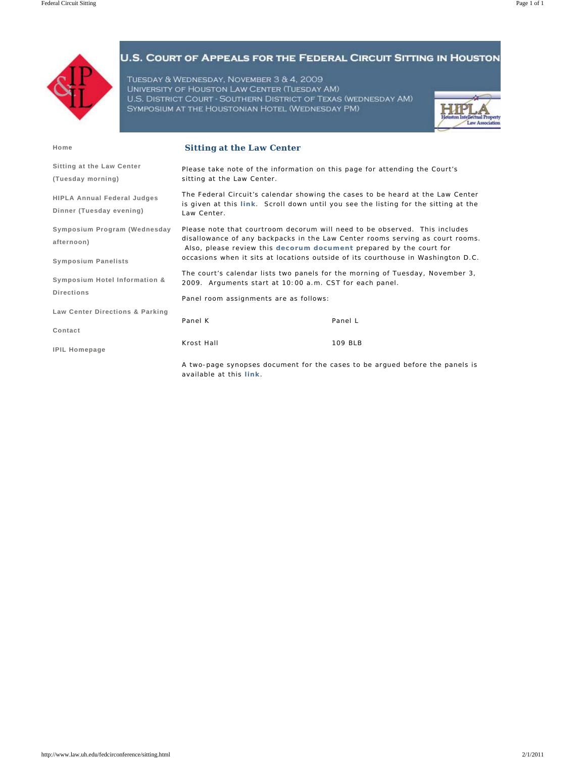# U.S. Court of Appeals for the Federal Circuit Sitting in Houston

Tuesday & Wednesday, November 3 & 4, 2009
University of Houston Law Center (Tuesday AM)
U.S. District Court - Southern District of Texas (Wednesday AM)
Symposium at the Houstonian Hotel (Wednesday PM)

HIPLA Houston Intellectual Property Law Association

- Home
- Sitting at the Law Center (Tuesday morning)
- HIPLA Annual Federal Judges Dinner (Tuesday evening)
- Symposium Program (Wednesday afternoon)
- Symposium Panelists
- Symposium Hotel Information & Directions
- Law Center Directions & Parking
- Contact
- IPIL Homepage

## Sitting at the Law Center

Please take note of the information on this page for attending the Court's sitting at the Law Center.

The Federal Circuit's calendar showing the cases to be heard at the Law Center is given at this **link**. Scroll down until you see the listing for the sitting at the Law Center.

Please note that courtroom decorum will need to be observed. This includes disallowance of any backpacks in the Law Center rooms serving as court rooms. Also, please review this **decorum document** prepared by the court for occasions when it sits at locations outside of its courthouse in Washington D.C.

The court's calendar lists two panels for the morning of Tuesday, November 3, 2009. Arguments start at 10:00 a.m. CST for each panel.

Panel room assignments are as follows:

| Panel K | Panel L |
|---|---|
| Krost Hall | 109 BLB |

A two-page synopses document for the cases to be argued before the panels is available at this **link**.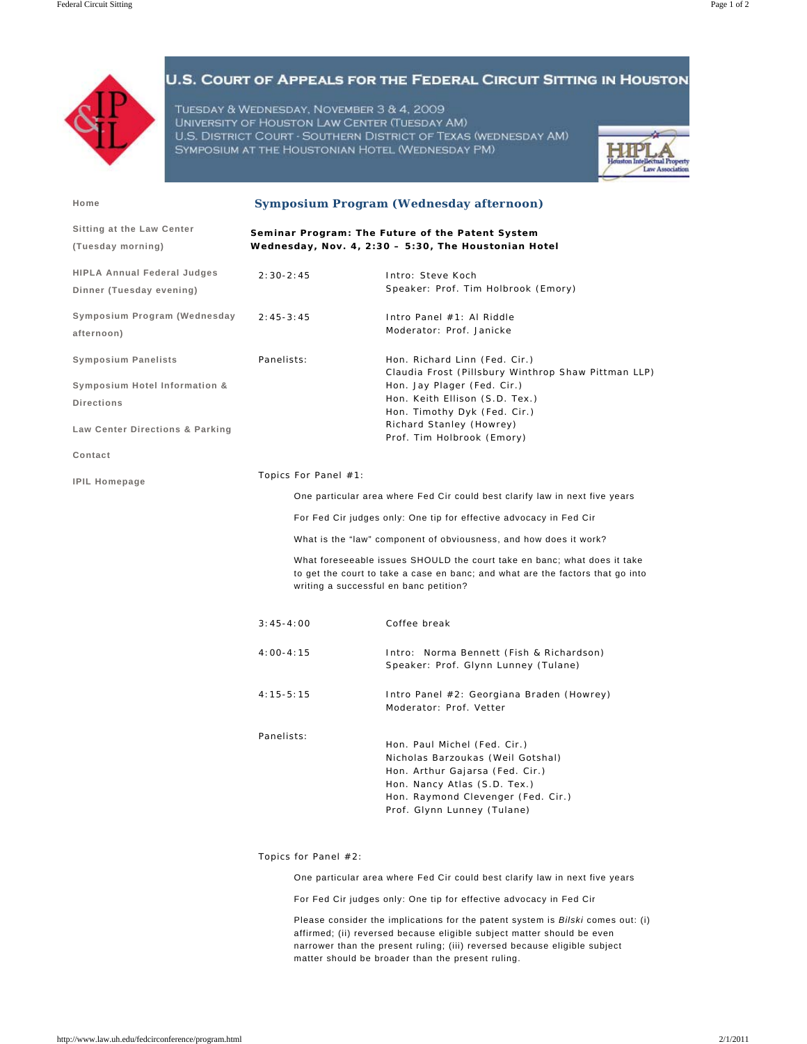# U.S. Court of Appeals for the Federal Circuit Sitting in Houston

Tuesday & Wednesday, November 3 & 4, 2009
University of Houston Law Center (Tuesday AM)
U.S. District Court - Southern District of Texas (Wednesday AM)
Symposium at the Houstonian Hotel (Wednesday PM)

- Home
- Sitting at the Law Center (Tuesday morning)
- HIPLA Annual Federal Judges Dinner (Tuesday evening)
- Symposium Program (Wednesday afternoon)
- Symposium Panelists
- Symposium Hotel Information & Directions
- Law Center Directions & Parking
- Contact
- IPIL Homepage

## Symposium Program (Wednesday afternoon)

**Seminar Program: The Future of the Patent System**
**Wednesday, Nov. 4, 2:30 – 5:30, The Houstonian Hotel**

| | |
|---|---|
| 2:30-2:45 | Intro: Steve Koch<br>Speaker: Prof. Tim Holbrook (Emory) |
| 2:45-3:45 | Intro Panel #1: Al Riddle<br>Moderator: Prof. Janicke |
| Panelists: | Hon. Richard Linn (Fed. Cir.)<br>Claudia Frost (Pillsbury Winthrop Shaw Pittman LLP)<br>Hon. Jay Plager (Fed. Cir.)<br>Hon. Keith Ellison (S.D. Tex.)<br>Hon. Timothy Dyk (Fed. Cir.)<br>Richard Stanley (Howrey)<br>Prof. Tim Holbrook (Emory) |

Topics For Panel #1:

- One particular area where Fed Cir could best clarify law in next five years
- For Fed Cir judges only: One tip for effective advocacy in Fed Cir
- What is the "law" component of obviousness, and how does it work?
- What foreseeable issues SHOULD the court take en banc; what does it take to get the court to take a case en banc; and what are the factors that go into writing a successful en banc petition?

| | |
|---|---|
| 3:45-4:00 | Coffee break |
| 4:00-4:15 | Intro: Norma Bennett (Fish & Richardson)<br>Speaker: Prof. Glynn Lunney (Tulane) |
| 4:15-5:15 | Intro Panel #2: Georgiana Braden (Howrey)<br>Moderator: Prof. Vetter |
| Panelists: | Hon. Paul Michel (Fed. Cir.)<br>Nicholas Barzoukas (Weil Gotshal)<br>Hon. Arthur Gajarsa (Fed. Cir.)<br>Hon. Nancy Atlas (S.D. Tex.)<br>Hon. Raymond Clevenger (Fed. Cir.)<br>Prof. Glynn Lunney (Tulane) |

Topics for Panel #2:

- One particular area where Fed Cir could best clarify law in next five years
- For Fed Cir judges only: One tip for effective advocacy in Fed Cir
- Please consider the implications for the patent system is *Bilski* comes out: (i) affirmed; (ii) reversed because eligible subject matter should be even narrower than the present ruling; (iii) reversed because eligible subject matter should be broader than the present ruling.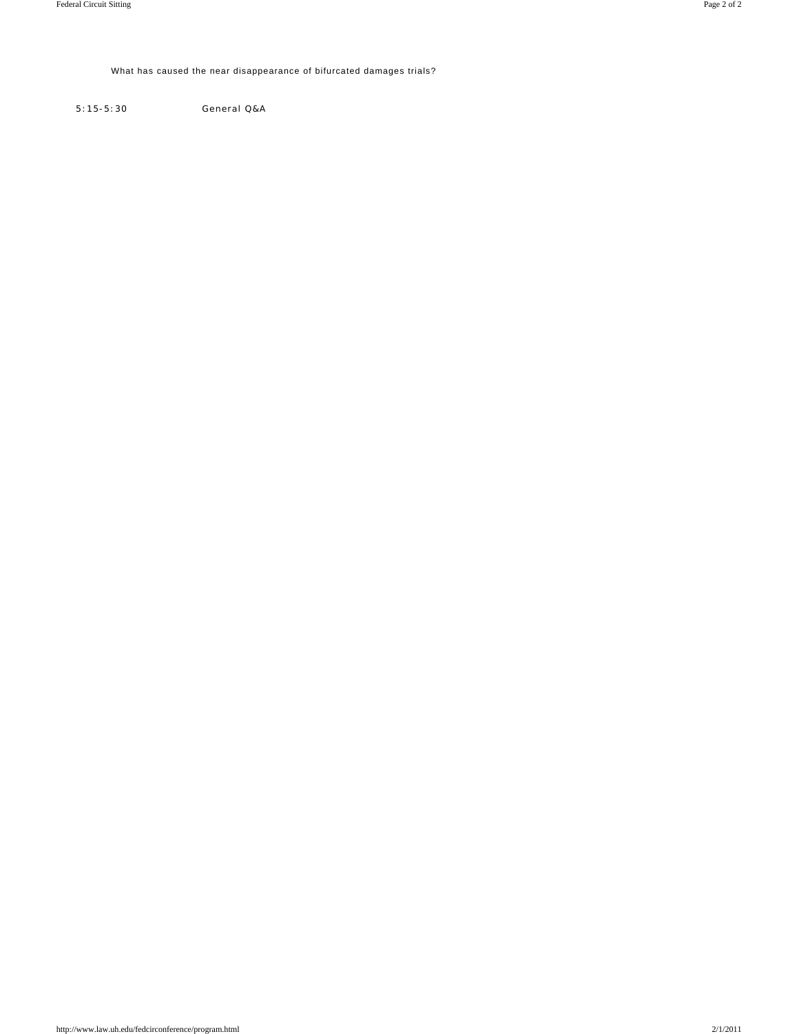What has caused the near disappearance of bifurcated damages trials?

| | |
|---|---|
| 5:15-5:30 | General Q&A |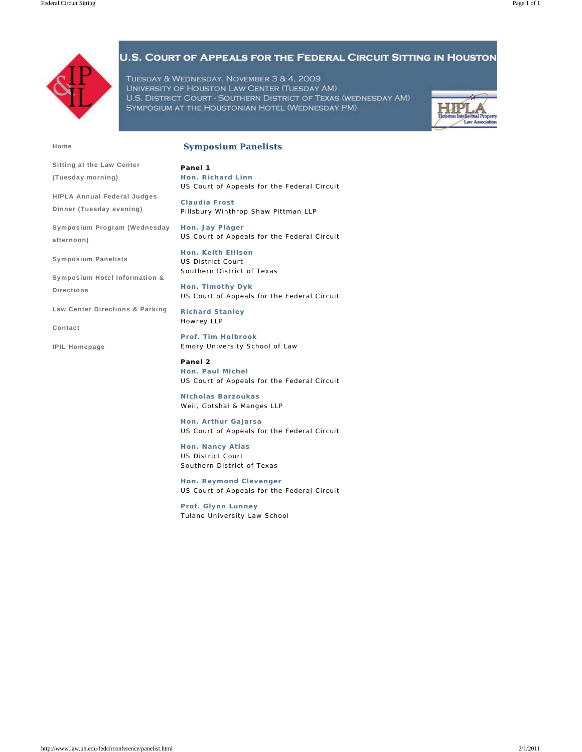# U.S. Court of Appeals for the Federal Circuit Sitting in Houston

Tuesday & Wednesday, November 3 & 4, 2009
University of Houston Law Center (Tuesday AM)
U.S. District Court - Southern District of Texas (Wednesday AM)
Symposium at the Houstonian Hotel (Wednesday PM)

HIPLA Houston Intellectual Property Law Association

- Home
- Sitting at the Law Center (Tuesday morning)
- HIPLA Annual Federal Judges Dinner (Tuesday evening)
- Symposium Program (Wednesday afternoon)
- Symposium Panelists
- Symposium Hotel Information & Directions
- Law Center Directions & Parking
- Contact
- IPIL Homepage

## Symposium Panelists

**Panel 1**

**Hon. Richard Linn**
US Court of Appeals for the Federal Circuit

**Claudia Frost**
Pillsbury Winthrop Shaw Pittman LLP

**Hon. Jay Plager**
US Court of Appeals for the Federal Circuit

**Hon. Keith Ellison**
US District Court
Southern District of Texas

**Hon. Timothy Dyk**
US Court of Appeals for the Federal Circuit

**Richard Stanley**
Howrey LLP

**Prof. Tim Holbrook**
Emory University School of Law

**Panel 2**

**Hon. Paul Michel**
US Court of Appeals for the Federal Circuit

**Nicholas Barzoukas**
Weil, Gotshal & Manges LLP

**Hon. Arthur Gajarsa**
US Court of Appeals for the Federal Circuit

**Hon. Nancy Atlas**
US District Court
Southern District of Texas

**Hon. Raymond Clevenger**
US Court of Appeals for the Federal Circuit

**Prof. Glynn Lunney**
Tulane University Law School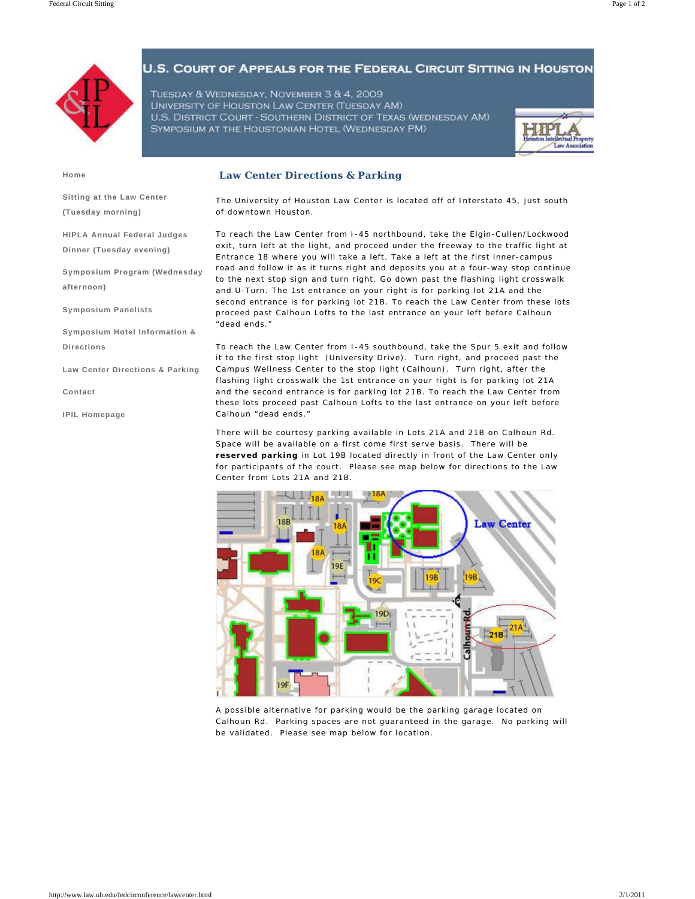# U.S. Court of Appeals for the Federal Circuit Sitting in Houston

Tuesday & Wednesday, November 3 & 4, 2009
University of Houston Law Center (Tuesday AM)
U.S. District Court - Southern District of Texas (Wednesday AM)
Symposium at the Houstonian Hotel (Wednesday PM)

- Home
- Sitting at the Law Center (Tuesday morning)
- HIPLA Annual Federal Judges Dinner (Tuesday evening)
- Symposium Program (Wednesday afternoon)
- Symposium Panelists
- Symposium Hotel Information & Directions
- Law Center Directions & Parking
- Contact
- IPIL Homepage

## Law Center Directions & Parking

The University of Houston Law Center is located off of Interstate 45, just south of downtown Houston.

To reach the Law Center from I-45 northbound, take the Elgin-Cullen/Lockwood exit, turn left at the light, and proceed under the freeway to the traffic light at Entrance 18 where you will take a left. Take a left at the first inner-campus road and follow it as it turns right and deposits you at a four-way stop continue to the next stop sign and turn right. Go down past the flashing light crosswalk and U-Turn. The 1st entrance on your right is for parking lot 21A and the second entrance is for parking lot 21B. To reach the Law Center from these lots proceed past Calhoun Lofts to the last entrance on your left before Calhoun "dead ends."

To reach the Law Center from I-45 southbound, take the Spur 5 exit and follow it to the first stop light (University Drive). Turn right, and proceed past the Campus Wellness Center to the stop light (Calhoun). Turn right, after the flashing light crosswalk the 1st entrance on your right is for parking lot 21A and the second entrance is for parking lot 21B. To reach the Law Center from these lots proceed past Calhoun Lofts to the last entrance on your left before Calhoun "dead ends."

There will be courtesy parking available in Lots 21A and 21B on Calhoun Rd. Space will be available on a first come first serve basis. There will be **reserved parking** in Lot 19B located directly in front of the Law Center only for participants of the court. Please see map below for directions to the Law Center from Lots 21A and 21B.

A possible alternative for parking would be the parking garage located on Calhoun Rd. Parking spaces are not guaranteed in the garage. No parking will be validated. Please see map below for location.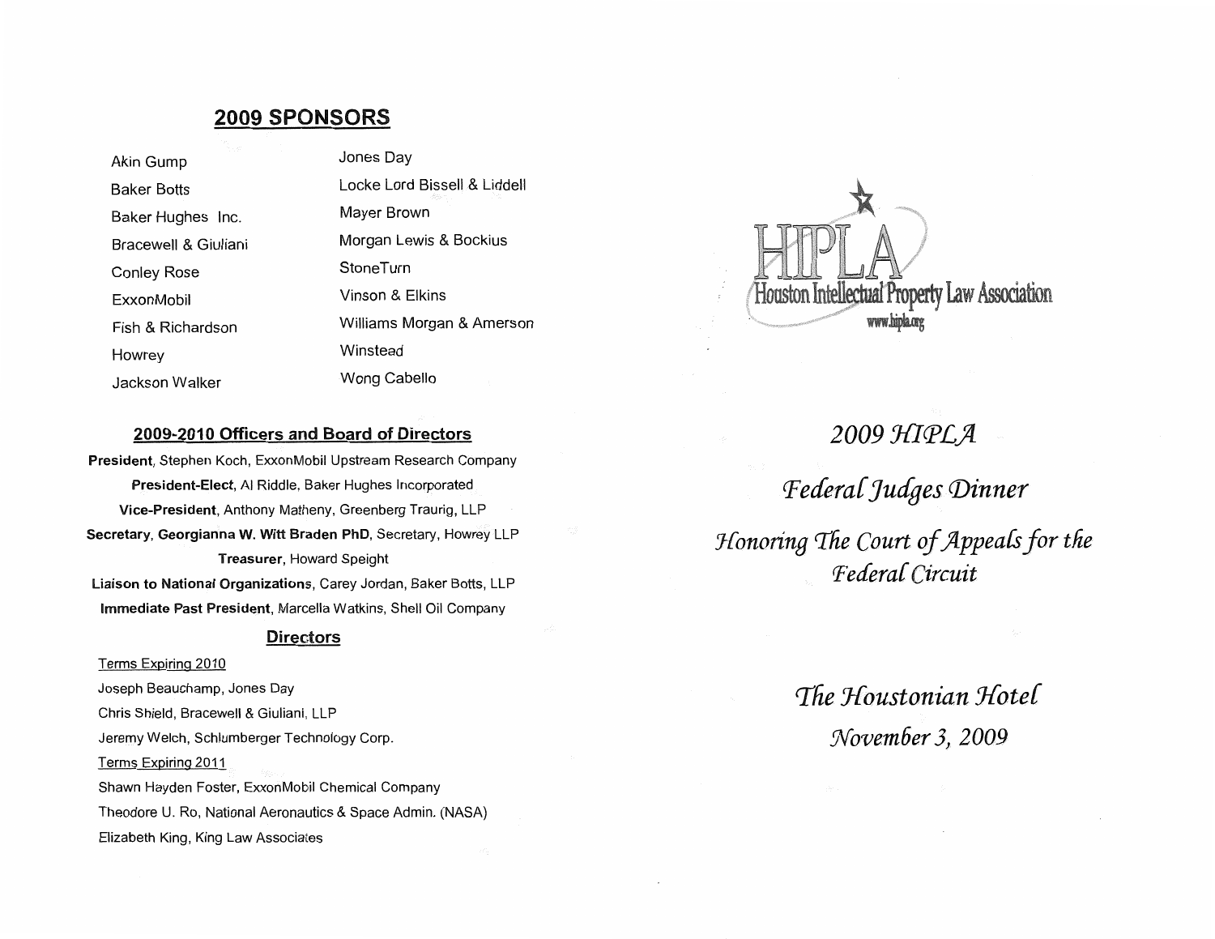## 2009 SPONSORS

- Akin Gump
- Baker Botts
- Baker Hughes Inc.
- Bracewell & Giuliani
- Conley Rose
- ExxonMobil
- Fish & Richardson
- Howrey
- Jackson Walker
- Jones Day
- Locke Lord Bissell & Liddell
- Mayer Brown
- Morgan Lewis & Bockius
- StoneTurn
- Vinson & Elkins
- Williams Morgan & Amerson
- Winstead
- Wong Cabello

### 2009-2010 Officers and Board of Directors

**President**, Stephen Koch, ExxonMobil Upstream Research Company

**President-Elect**, Al Riddle, Baker Hughes Incorporated

**Vice-President**, Anthony Matheny, Greenberg Traurig, LLP

**Secretary, Georgianna W. Witt Braden PhD**, Secretary, Howrey LLP

**Treasurer**, Howard Speight

**Liaison to National Organizations**, Carey Jordan, Baker Botts, LLP

**Immediate Past President**, Marcella Watkins, Shell Oil Company

### Directors

Terms Expiring 2010

Joseph Beauchamp, Jones Day

Chris Shield, Bracewell & Giuliani, LLP

Jeremy Welch, Schlumberger Technology Corp.

Terms Expiring 2011

Shawn Hayden Foster, ExxonMobil Chemical Company

Theodore U. Ro, National Aeronautics & Space Admin. (NASA)

Elizabeth King, King Law Associates

HIPLA

Houston Intellectual Property Law Association

www.hipla.org

# *2009 HIPLA*

# *Federal Judges Dinner*

## *Honoring The Court of Appeals for the Federal Circuit*

## *The Houstonian Hotel*

## *November 3, 2009*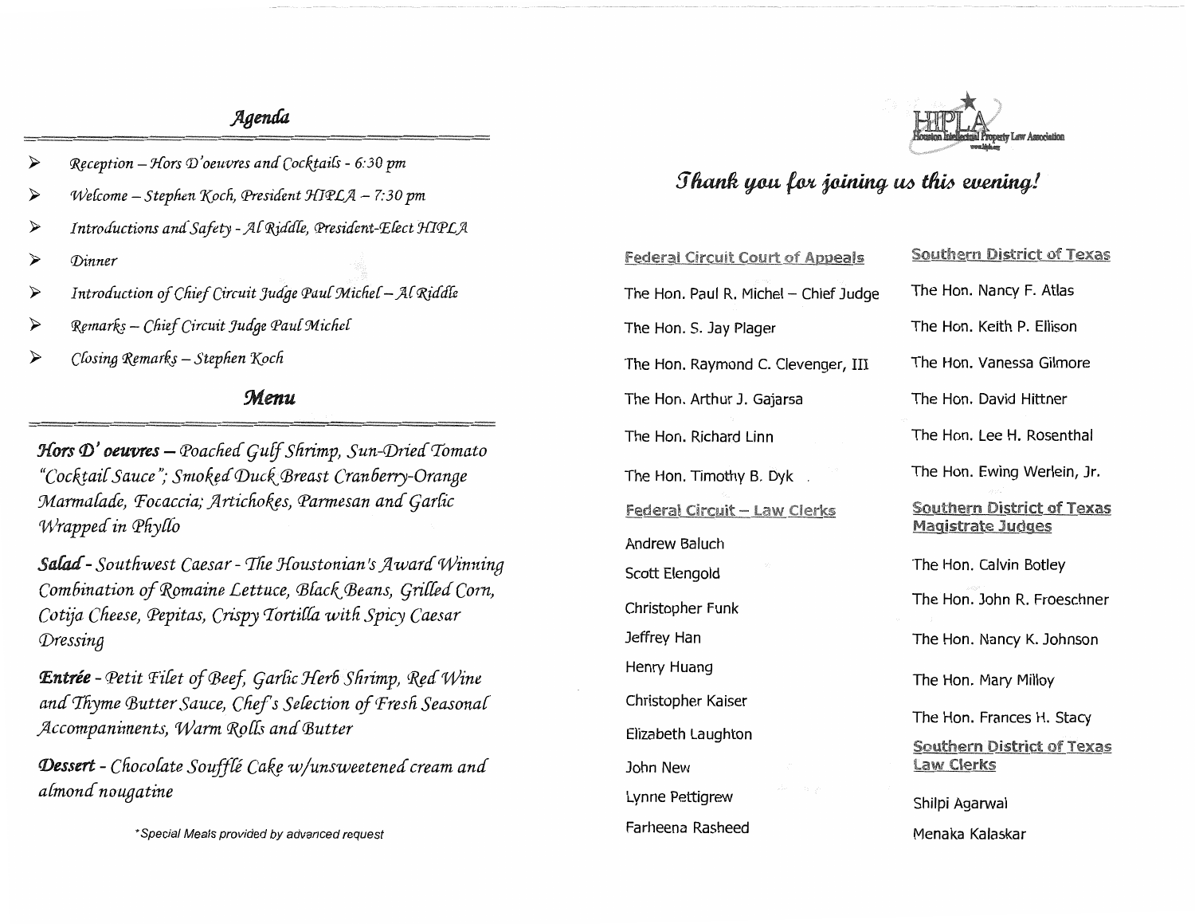## Agenda

- Reception – Hors D'oeuvres and Cocktails - 6:30 pm
- Welcome – Stephen Koch, President HIPLA – 7:30 pm
- Introductions and Safety - Al Riddle, President-Elect HIPLA
- Dinner
- Introduction of Chief Circuit Judge Paul Michel – Al Riddle
- Remarks – Chief Circuit Judge Paul Michel
- Closing Remarks – Stephen Koch

## Menu

***Hors D' oeuvres*** *– Poached Gulf Shrimp, Sun-Dried Tomato "Cocktail Sauce"; Smoked Duck Breast Cranberry-Orange Marmalade, Focaccia; Artichokes, Parmesan and Garlic Wrapped in Phyllo*

***Salad*** *- Southwest Caesar - The Houstonian's Award Winning Combination of Romaine Lettuce, Black Beans, Grilled Corn, Cotija Cheese, Pepitas, Crispy Tortilla with Spicy Caesar Dressing*

***Entrée*** *- Petit Filet of Beef, Garlic Herb Shrimp, Red Wine and Thyme Butter Sauce, Chef's Selection of Fresh Seasonal Accompaniments, Warm Rolls and Butter*

***Dessert*** *- Chocolate Soufflé Cake w/unsweetened cream and almond nougatine*

*Special Meals provided by advanced request

HIPLA Houston Intellectual Property Law Association www.hipla.org

## *Thank you for joining us this evening!*

### Federal Circuit Court of Appeals

The Hon. Paul R. Michel – Chief Judge

The Hon. S. Jay Plager

The Hon. Raymond C. Clevenger, III

The Hon. Arthur J. Gajarsa

The Hon. Richard Linn

The Hon. Timothy B. Dyk

### Federal Circuit – Law Clerks

Andrew Baluch

Scott Elengold

Christopher Funk

Jeffrey Han

Henry Huang

Christopher Kaiser

Elizabeth Laughton

John New

Lynne Pettigrew

Farheena Rasheed

### Southern District of Texas

The Hon. Nancy F. Atlas

The Hon. Keith P. Ellison

The Hon. Vanessa Gilmore

The Hon. David Hittner

The Hon. Lee H. Rosenthal

The Hon. Ewing Werlein, Jr.

### Southern District of Texas Magistrate Judges

The Hon. Calvin Botley

The Hon. John R. Froeschner

The Hon. Nancy K. Johnson

The Hon. Mary Milloy

The Hon. Frances H. Stacy

### Southern District of Texas Law Clerks

Shilpi Agarwal

Menaka Kalaskar